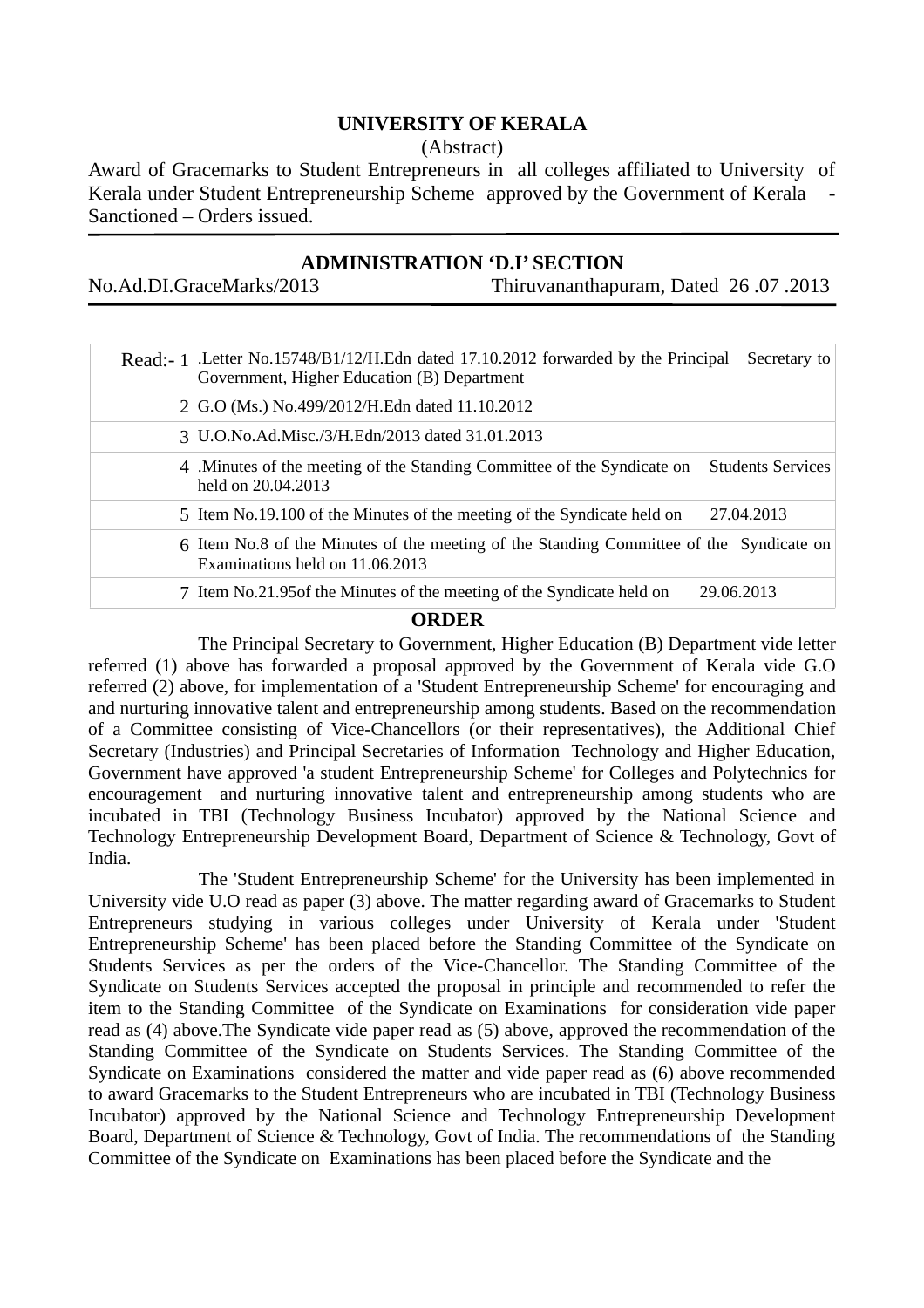**UNIVERSITY OF KERALA**

(Abstract)

Award of Gracemarks to Student Entrepreneurs in all colleges affiliated to University of Kerala under Student Entrepreneurship Scheme approved by the Government of Kerala - Sanctioned – Orders issued.

**ADMINISTRATION 'D.I' SECTION**

No.Ad.DI.GraceMarks/2013 Thiruvananthapuram, Dated 26 .07 .2013

| | |
|---|---|
| Read:- 1 | .Letter No.15748/B1/12/H.Edn dated 17.10.2012 forwarded by the Principal Secretary to Government, Higher Education (B) Department |
| 2 | G.O (Ms.) No.499/2012/H.Edn dated 11.10.2012 |
| 3 | U.O.No.Ad.Misc./3/H.Edn/2013 dated 31.01.2013 |
| 4 | .Minutes of the meeting of the Standing Committee of the Syndicate on Students Services held on 20.04.2013 |
| 5 | Item No.19.100 of the Minutes of the meeting of the Syndicate held on 27.04.2013 |
| 6 | Item No.8 of the Minutes of the meeting of the Standing Committee of the Syndicate on Examinations held on 11.06.2013 |
| 7 | Item No.21.95of the Minutes of the meeting of the Syndicate held on 29.06.2013 |

**ORDER**

The Principal Secretary to Government, Higher Education (B) Department vide letter referred (1) above has forwarded a proposal approved by the Government of Kerala vide G.O referred (2) above, for implementation of a 'Student Entrepreneurship Scheme' for encouraging and and nurturing innovative talent and entrepreneurship among students. Based on the recommendation of a Committee consisting of Vice-Chancellors (or their representatives), the Additional Chief Secretary (Industries) and Principal Secretaries of Information Technology and Higher Education, Government have approved 'a student Entrepreneurship Scheme' for Colleges and Polytechnics for encouragement and nurturing innovative talent and entrepreneurship among students who are incubated in TBI (Technology Business Incubator) approved by the National Science and Technology Entrepreneurship Development Board, Department of Science & Technology, Govt of India.

The 'Student Entrepreneurship Scheme' for the University has been implemented in University vide U.O read as paper (3) above. The matter regarding award of Gracemarks to Student Entrepreneurs studying in various colleges under University of Kerala under 'Student Entrepreneurship Scheme' has been placed before the Standing Committee of the Syndicate on Students Services as per the orders of the Vice-Chancellor. The Standing Committee of the Syndicate on Students Services accepted the proposal in principle and recommended to refer the item to the Standing Committee of the Syndicate on Examinations for consideration vide paper read as (4) above.The Syndicate vide paper read as (5) above, approved the recommendation of the Standing Committee of the Syndicate on Students Services. The Standing Committee of the Syndicate on Examinations considered the matter and vide paper read as (6) above recommended to award Gracemarks to the Student Entrepreneurs who are incubated in TBI (Technology Business Incubator) approved by the National Science and Technology Entrepreneurship Development Board, Department of Science & Technology, Govt of India. The recommendations of the Standing Committee of the Syndicate on Examinations has been placed before the Syndicate and the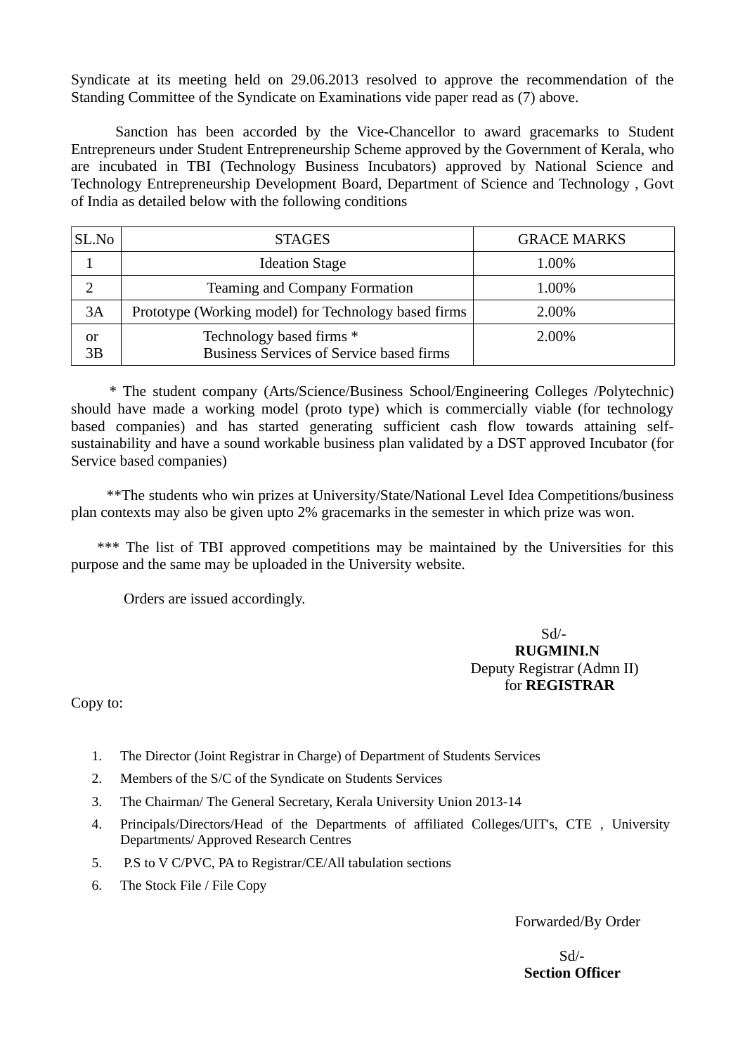Syndicate at its meeting held on 29.06.2013 resolved to approve the recommendation of the Standing Committee of the Syndicate on Examinations vide paper read as (7) above.

Sanction has been accorded by the Vice-Chancellor to award gracemarks to Student Entrepreneurs under Student Entrepreneurship Scheme approved by the Government of Kerala, who are incubated in TBI (Technology Business Incubators) approved by National Science and Technology Entrepreneurship Development Board, Department of Science and Technology , Govt of India as detailed below with the following conditions

| SL.No | STAGES | GRACE MARKS |
|---|---|---|
| 1 | Ideation Stage | 1.00% |
| 2 | Teaming and Company Formation | 1.00% |
| 3A | Prototype (Working model) for Technology based firms | 2.00% |
| or 3B | Technology based firms * Business Services of Service based firms | 2.00% |

\* The student company (Arts/Science/Business School/Engineering Colleges /Polytechnic) should have made a working model (proto type) which is commercially viable (for technology based companies) and has started generating sufficient cash flow towards attaining self-sustainability and have a sound workable business plan validated by a DST approved Incubator (for Service based companies)

\*\*The students who win prizes at University/State/National Level Idea Competitions/business plan contexts may also be given upto 2% gracemarks in the semester in which prize was won.

\*\*\* The list of TBI approved competitions may be maintained by the Universities for this purpose and the same may be uploaded in the University website.

Orders are issued accordingly.

Sd/-
**RUGMINI.N**
Deputy Registrar (Admn II)
for **REGISTRAR**

Copy to:

1. The Director (Joint Registrar in Charge) of Department of Students Services
2. Members of the S/C of the Syndicate on Students Services
3. The Chairman/ The General Secretary, Kerala University Union 2013-14
4. Principals/Directors/Head of the Departments of affiliated Colleges/UIT's, CTE , University Departments/ Approved Research Centres
5. P.S to V C/PVC, PA to Registrar/CE/All tabulation sections
6. The Stock File / File Copy

Forwarded/By Order

Sd/-
**Section Officer**